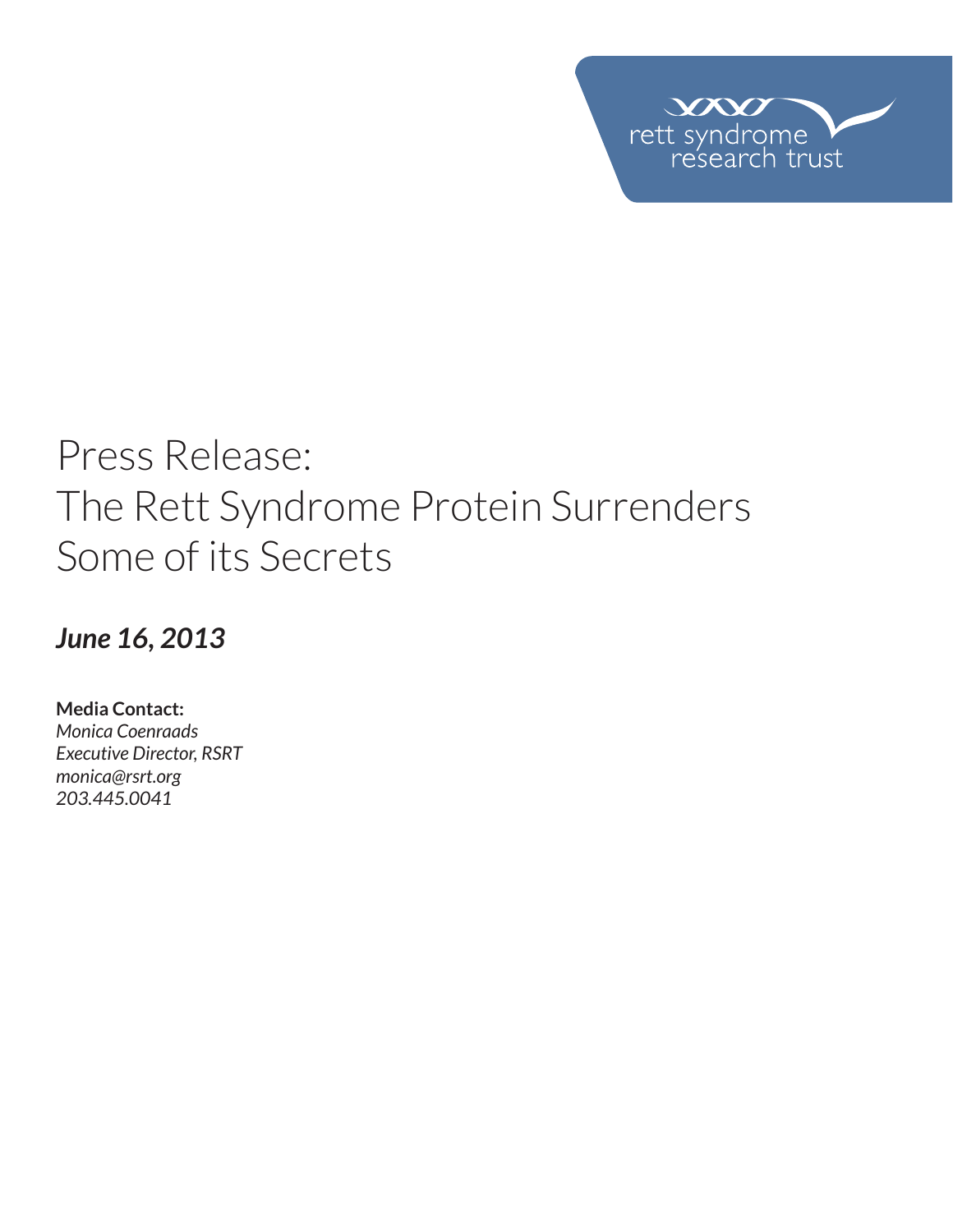rett syndrome research trust

# Press Release: The Rett Syndrome Protein Surrenders Some of its Secrets

***June 16, 2013***

**Media Contact:**
*Monica Coenraads*
*Executive Director, RSRT*
*monica@rsrt.org*
*203.445.0041*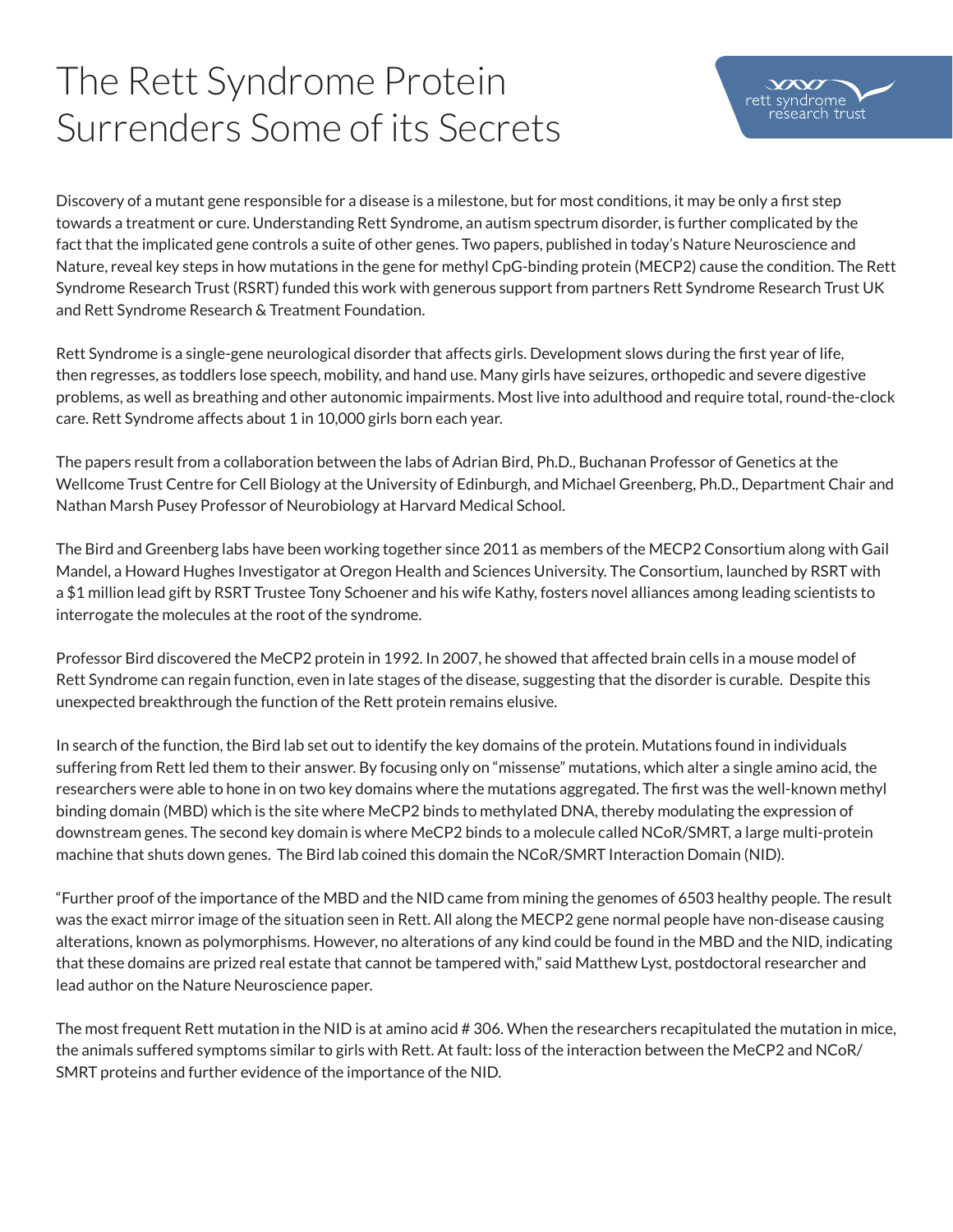# The Rett Syndrome Protein Surrenders Some of its Secrets

Discovery of a mutant gene responsible for a disease is a milestone, but for most conditions, it may be only a first step towards a treatment or cure. Understanding Rett Syndrome, an autism spectrum disorder, is further complicated by the fact that the implicated gene controls a suite of other genes. Two papers, published in today's Nature Neuroscience and Nature, reveal key steps in how mutations in the gene for methyl CpG-binding protein (MECP2) cause the condition. The Rett Syndrome Research Trust (RSRT) funded this work with generous support from partners Rett Syndrome Research Trust UK and Rett Syndrome Research & Treatment Foundation.

Rett Syndrome is a single-gene neurological disorder that affects girls. Development slows during the first year of life, then regresses, as toddlers lose speech, mobility, and hand use. Many girls have seizures, orthopedic and severe digestive problems, as well as breathing and other autonomic impairments. Most live into adulthood and require total, round-the-clock care. Rett Syndrome affects about 1 in 10,000 girls born each year.

The papers result from a collaboration between the labs of Adrian Bird, Ph.D., Buchanan Professor of Genetics at the Wellcome Trust Centre for Cell Biology at the University of Edinburgh, and Michael Greenberg, Ph.D., Department Chair and Nathan Marsh Pusey Professor of Neurobiology at Harvard Medical School.

The Bird and Greenberg labs have been working together since 2011 as members of the MECP2 Consortium along with Gail Mandel, a Howard Hughes Investigator at Oregon Health and Sciences University. The Consortium, launched by RSRT with a $1 million lead gift by RSRT Trustee Tony Schoener and his wife Kathy, fosters novel alliances among leading scientists to interrogate the molecules at the root of the syndrome.

Professor Bird discovered the MeCP2 protein in 1992. In 2007, he showed that affected brain cells in a mouse model of Rett Syndrome can regain function, even in late stages of the disease, suggesting that the disorder is curable. Despite this unexpected breakthrough the function of the Rett protein remains elusive.

In search of the function, the Bird lab set out to identify the key domains of the protein. Mutations found in individuals suffering from Rett led them to their answer. By focusing only on "missense" mutations, which alter a single amino acid, the researchers were able to hone in on two key domains where the mutations aggregated. The first was the well-known methyl binding domain (MBD) which is the site where MeCP2 binds to methylated DNA, thereby modulating the expression of downstream genes. The second key domain is where MeCP2 binds to a molecule called NCoR/SMRT, a large multi-protein machine that shuts down genes. The Bird lab coined this domain the NCoR/SMRT Interaction Domain (NID).

"Further proof of the importance of the MBD and the NID came from mining the genomes of 6503 healthy people. The result was the exact mirror image of the situation seen in Rett. All along the MECP2 gene normal people have non-disease causing alterations, known as polymorphisms. However, no alterations of any kind could be found in the MBD and the NID, indicating that these domains are prized real estate that cannot be tampered with," said Matthew Lyst, postdoctoral researcher and lead author on the Nature Neuroscience paper.

The most frequent Rett mutation in the NID is at amino acid # 306. When the researchers recapitulated the mutation in mice, the animals suffered symptoms similar to girls with Rett. At fault: loss of the interaction between the MeCP2 and NCoR/SMRT proteins and further evidence of the importance of the NID.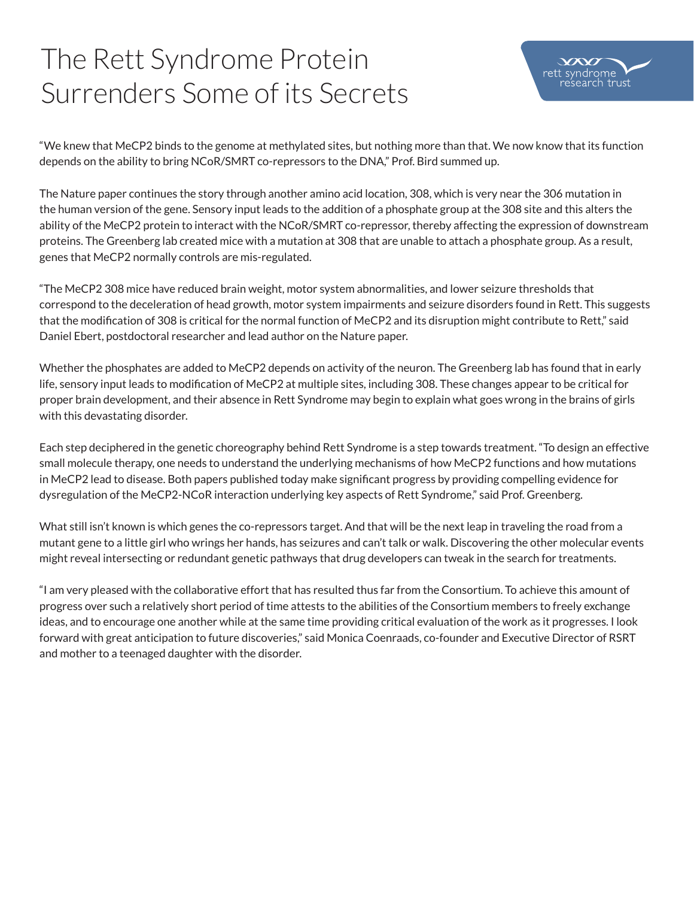# The Rett Syndrome Protein Surrenders Some of its Secrets

"We knew that MeCP2 binds to the genome at methylated sites, but nothing more than that. We now know that its function depends on the ability to bring NCoR/SMRT co-repressors to the DNA," Prof. Bird summed up.

The Nature paper continues the story through another amino acid location, 308, which is very near the 306 mutation in the human version of the gene. Sensory input leads to the addition of a phosphate group at the 308 site and this alters the ability of the MeCP2 protein to interact with the NCoR/SMRT co-repressor, thereby affecting the expression of downstream proteins. The Greenberg lab created mice with a mutation at 308 that are unable to attach a phosphate group. As a result, genes that MeCP2 normally controls are mis-regulated.

"The MeCP2 308 mice have reduced brain weight, motor system abnormalities, and lower seizure thresholds that correspond to the deceleration of head growth, motor system impairments and seizure disorders found in Rett. This suggests that the modification of 308 is critical for the normal function of MeCP2 and its disruption might contribute to Rett," said Daniel Ebert, postdoctoral researcher and lead author on the Nature paper.

Whether the phosphates are added to MeCP2 depends on activity of the neuron. The Greenberg lab has found that in early life, sensory input leads to modification of MeCP2 at multiple sites, including 308. These changes appear to be critical for proper brain development, and their absence in Rett Syndrome may begin to explain what goes wrong in the brains of girls with this devastating disorder.

Each step deciphered in the genetic choreography behind Rett Syndrome is a step towards treatment. "To design an effective small molecule therapy, one needs to understand the underlying mechanisms of how MeCP2 functions and how mutations in MeCP2 lead to disease. Both papers published today make significant progress by providing compelling evidence for dysregulation of the MeCP2-NCoR interaction underlying key aspects of Rett Syndrome," said Prof. Greenberg.

What still isn't known is which genes the co-repressors target. And that will be the next leap in traveling the road from a mutant gene to a little girl who wrings her hands, has seizures and can't talk or walk. Discovering the other molecular events might reveal intersecting or redundant genetic pathways that drug developers can tweak in the search for treatments.

"I am very pleased with the collaborative effort that has resulted thus far from the Consortium. To achieve this amount of progress over such a relatively short period of time attests to the abilities of the Consortium members to freely exchange ideas, and to encourage one another while at the same time providing critical evaluation of the work as it progresses. I look forward with great anticipation to future discoveries," said Monica Coenraads, co-founder and Executive Director of RSRT and mother to a teenaged daughter with the disorder.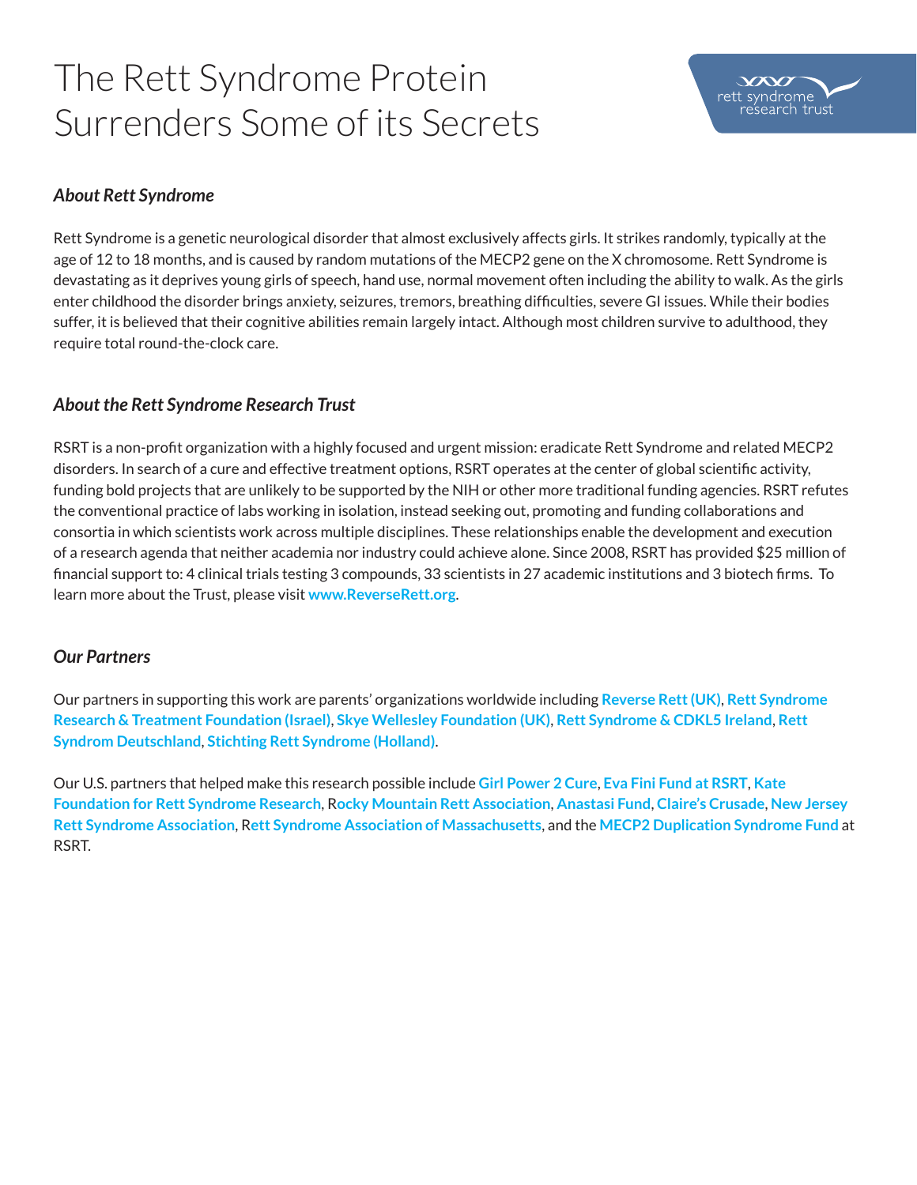# The Rett Syndrome Protein Surrenders Some of its Secrets

### *About Rett Syndrome*

Rett Syndrome is a genetic neurological disorder that almost exclusively affects girls. It strikes randomly, typically at the age of 12 to 18 months, and is caused by random mutations of the MECP2 gene on the X chromosome. Rett Syndrome is devastating as it deprives young girls of speech, hand use, normal movement often including the ability to walk. As the girls enter childhood the disorder brings anxiety, seizures, tremors, breathing difficulties, severe GI issues. While their bodies suffer, it is believed that their cognitive abilities remain largely intact. Although most children survive to adulthood, they require total round-the-clock care.

### *About the Rett Syndrome Research Trust*

RSRT is a non-profit organization with a highly focused and urgent mission: eradicate Rett Syndrome and related MECP2 disorders. In search of a cure and effective treatment options, RSRT operates at the center of global scientific activity, funding bold projects that are unlikely to be supported by the NIH or other more traditional funding agencies. RSRT refutes the conventional practice of labs working in isolation, instead seeking out, promoting and funding collaborations and consortia in which scientists work across multiple disciplines. These relationships enable the development and execution of a research agenda that neither academia nor industry could achieve alone. Since 2008, RSRT has provided $25 million of financial support to: 4 clinical trials testing 3 compounds, 33 scientists in 27 academic institutions and 3 biotech firms. To learn more about the Trust, please visit **www.ReverseRett.org**.

### *Our Partners*

Our partners in supporting this work are parents' organizations worldwide including **Reverse Rett (UK)**, **Rett Syndrome Research & Treatment Foundation (Israel)**, **Skye Wellesley Foundation (UK)**, **Rett Syndrome & CDKL5 Ireland**, **Rett Syndrom Deutschland**, **Stichting Rett Syndrome (Holland)**.

Our U.S. partners that helped make this research possible include **Girl Power 2 Cure**, **Eva Fini Fund at RSRT**, **Kate Foundation for Rett Syndrome Research**, **Rocky Mountain Rett Association**, **Anastasi Fund**, **Claire's Crusade**, **New Jersey Rett Syndrome Association**, **Rett Syndrome Association of Massachusetts**, and the **MECP2 Duplication Syndrome Fund** at RSRT.